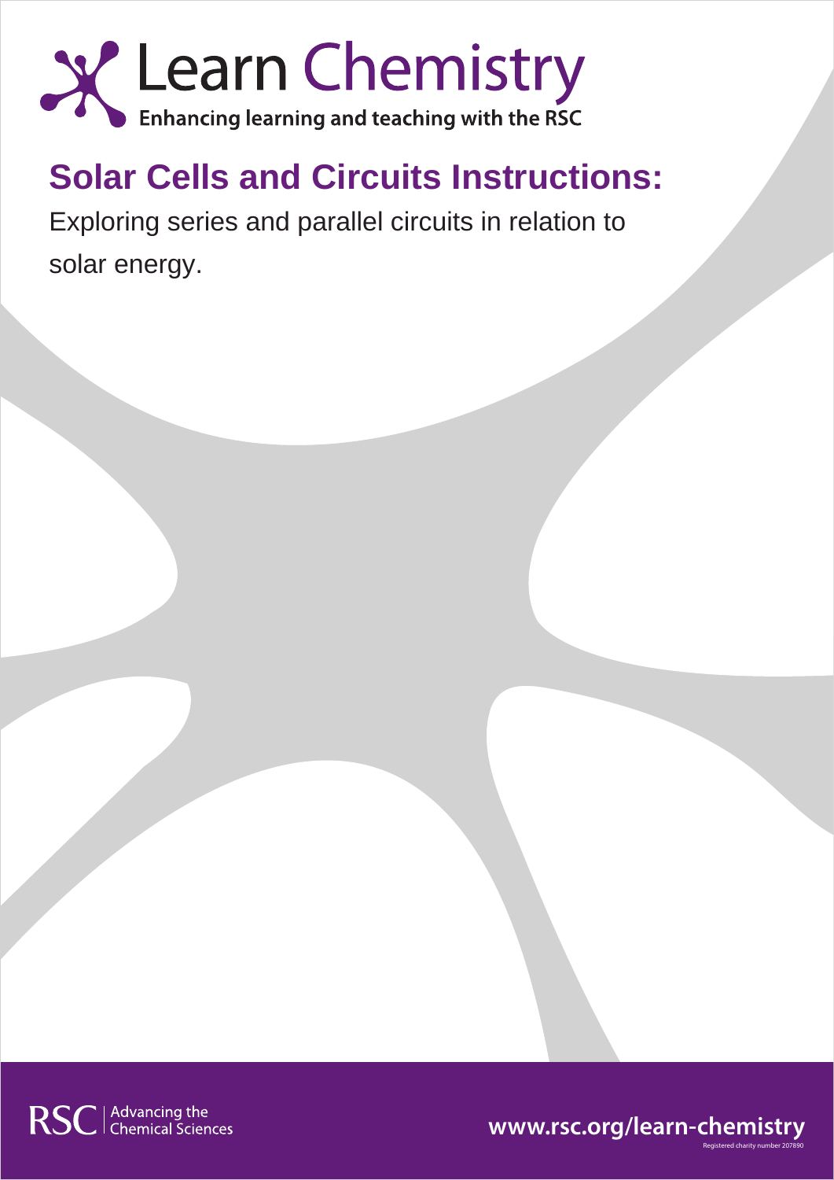Learn Chemistry

Enhancing learning and teaching with the RSC

# Solar Cells and Circuits Instructions:

Exploring series and parallel circuits in relation to solar energy.

RSC | Advancing the Chemical Sciences

www.rsc.org/learn-chemistry

Registered charity number 207890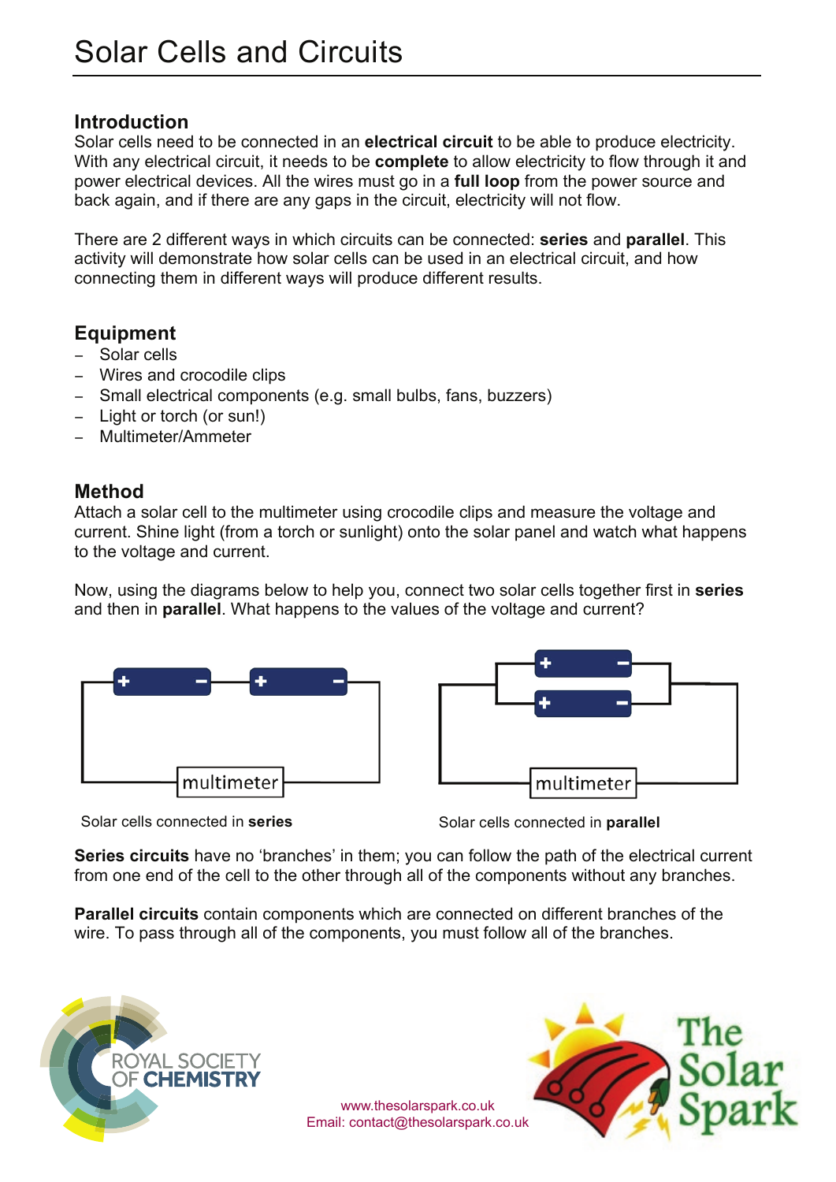# Solar Cells and Circuits

## Introduction

Solar cells need to be connected in an **electrical circuit** to be able to produce electricity. With any electrical circuit, it needs to be **complete** to allow electricity to flow through it and power electrical devices. All the wires must go in a **full loop** from the power source and back again, and if there are any gaps in the circuit, electricity will not flow.

There are 2 different ways in which circuits can be connected: **series** and **parallel**. This activity will demonstrate how solar cells can be used in an electrical circuit, and how connecting them in different ways will produce different results.

## Equipment

- Solar cells
- Wires and crocodile clips
- Small electrical components (e.g. small bulbs, fans, buzzers)
- Light or torch (or sun!)
- Multimeter/Ammeter

## Method

Attach a solar cell to the multimeter using crocodile clips and measure the voltage and current. Shine light (from a torch or sunlight) onto the solar panel and watch what happens to the voltage and current.

Now, using the diagrams below to help you, connect two solar cells together first in **series** and then in **parallel**. What happens to the values of the voltage and current?

multimeter

Solar cells connected in **series**

multimeter

Solar cells connected in **parallel**

**Series circuits** have no 'branches' in them; you can follow the path of the electrical current from one end of the cell to the other through all of the components without any branches.

**Parallel circuits** contain components which are connected on different branches of the wire. To pass through all of the components, you must follow all of the branches.

www.thesolarspark.co.uk
Email: contact@thesolarspark.co.uk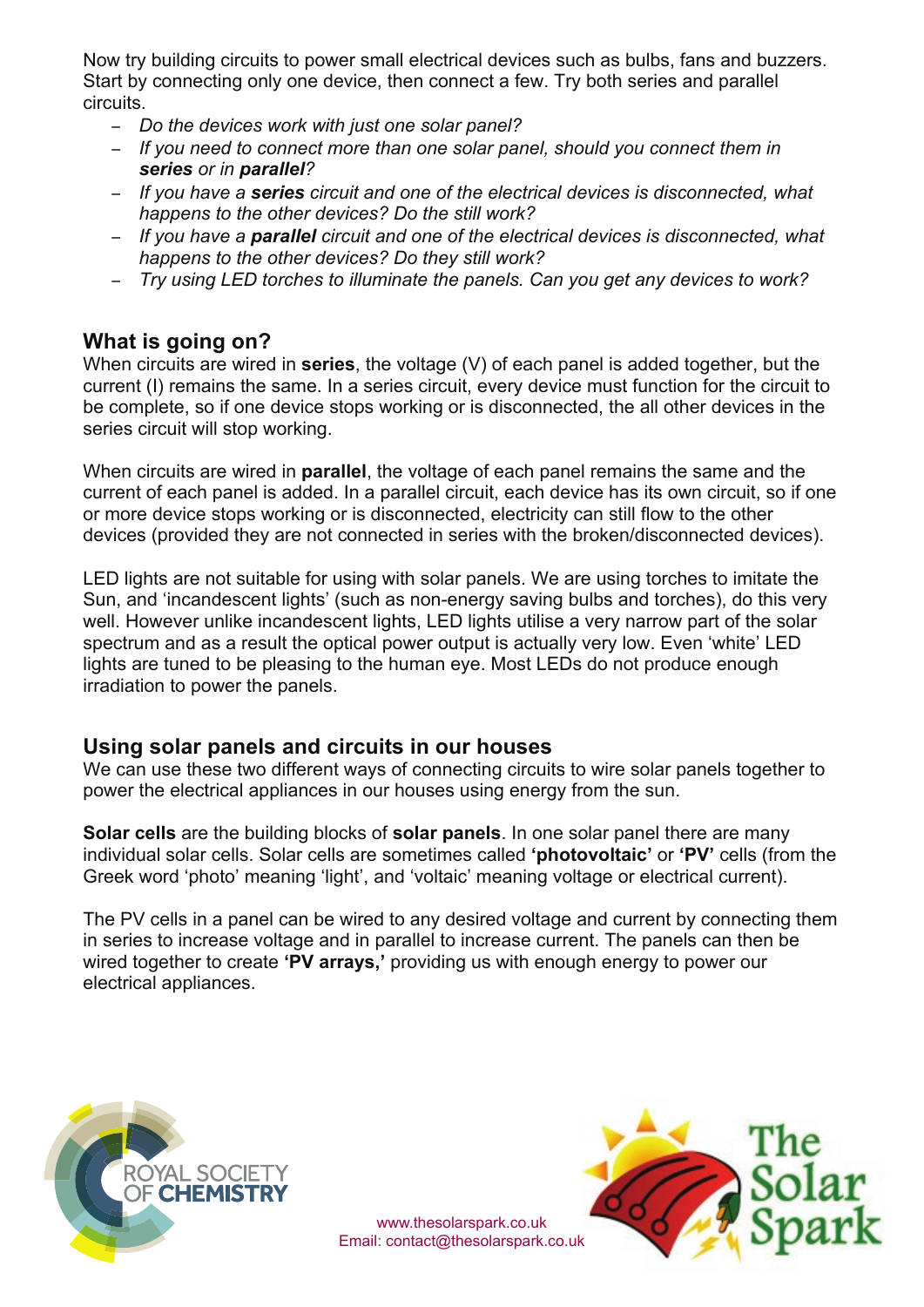Now try building circuits to power small electrical devices such as bulbs, fans and buzzers. Start by connecting only one device, then connect a few. Try both series and parallel circuits.

- *Do the devices work with just one solar panel?*
- *If you need to connect more than one solar panel, should you connect them in **series** or in **parallel**?*
- *If you have a **series** circuit and one of the electrical devices is disconnected, what happens to the other devices? Do the still work?*
- *If you have a **parallel** circuit and one of the electrical devices is disconnected, what happens to the other devices? Do they still work?*
- *Try using LED torches to illuminate the panels. Can you get any devices to work?*

## What is going on?

When circuits are wired in **series**, the voltage (V) of each panel is added together, but the current (I) remains the same. In a series circuit, every device must function for the circuit to be complete, so if one device stops working or is disconnected, the all other devices in the series circuit will stop working.

When circuits are wired in **parallel**, the voltage of each panel remains the same and the current of each panel is added. In a parallel circuit, each device has its own circuit, so if one or more device stops working or is disconnected, electricity can still flow to the other devices (provided they are not connected in series with the broken/disconnected devices).

LED lights are not suitable for using with solar panels. We are using torches to imitate the Sun, and 'incandescent lights' (such as non-energy saving bulbs and torches), do this very well. However unlike incandescent lights, LED lights utilise a very narrow part of the solar spectrum and as a result the optical power output is actually very low. Even 'white' LED lights are tuned to be pleasing to the human eye. Most LEDs do not produce enough irradiation to power the panels.

## Using solar panels and circuits in our houses

We can use these two different ways of connecting circuits to wire solar panels together to power the electrical appliances in our houses using energy from the sun.

**Solar cells** are the building blocks of **solar panels**. In one solar panel there are many individual solar cells. Solar cells are sometimes called **'photovoltaic'** or **'PV'** cells (from the Greek word 'photo' meaning 'light', and 'voltaic' meaning voltage or electrical current).

The PV cells in a panel can be wired to any desired voltage and current by connecting them in series to increase voltage and in parallel to increase current. The panels can then be wired together to create **'PV arrays,'** providing us with enough energy to power our electrical appliances.

ROYAL SOCIETY OF CHEMISTRY

www.thesolarspark.co.uk
Email: contact@thesolarspark.co.uk

The Solar Spark